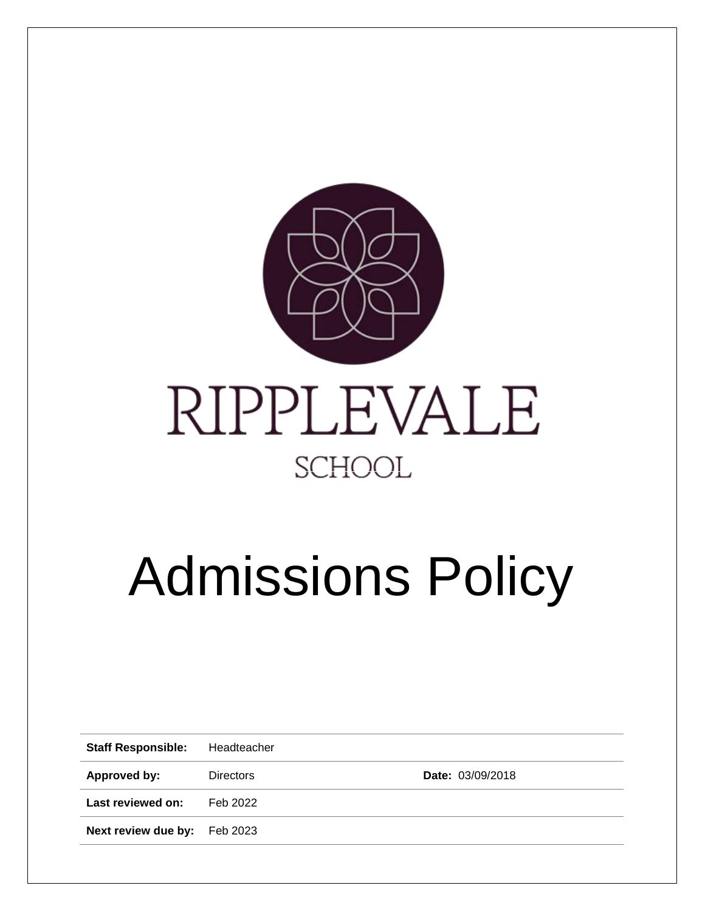RIPPLEVALE

SCHOOL

# Admissions Policy

| **Staff Responsible:** | Headteacher | |
|---|---|---|
| **Approved by:** | Directors | **Date:** 03/09/2018 |
| **Last reviewed on:** | Feb 2022 | |
| **Next review due by:** | Feb 2023 | |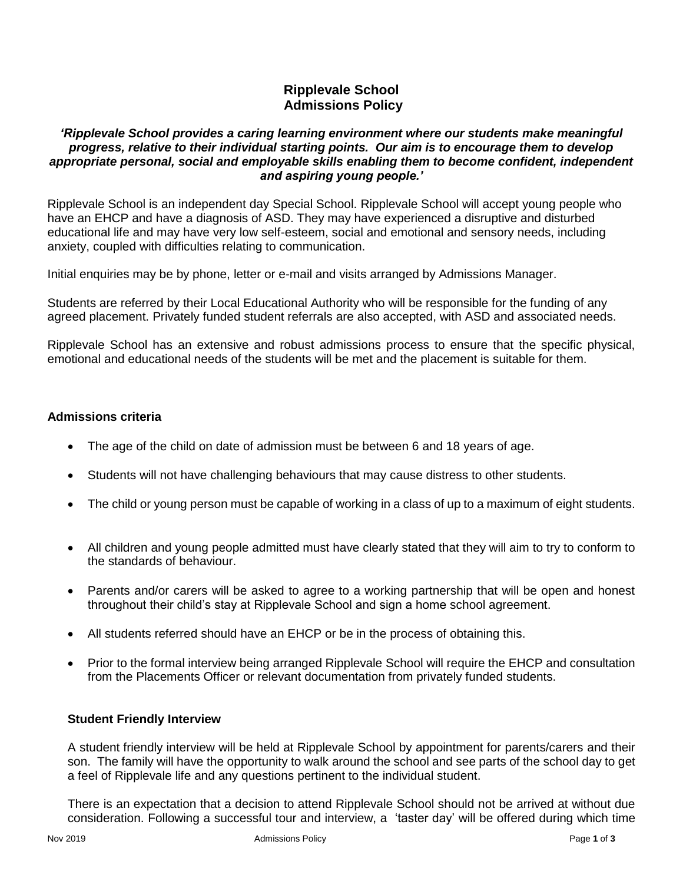# Ripplevale School
## Admissions Policy

***'Ripplevale School provides a caring learning environment where our students make meaningful progress, relative to their individual starting points. Our aim is to encourage them to develop appropriate personal, social and employable skills enabling them to become confident, independent and aspiring young people.'***

Ripplevale School is an independent day Special School. Ripplevale School will accept young people who have an EHCP and have a diagnosis of ASD. They may have experienced a disruptive and disturbed educational life and may have very low self-esteem, social and emotional and sensory needs, including anxiety, coupled with difficulties relating to communication.

Initial enquiries may be by phone, letter or e-mail and visits arranged by Admissions Manager.

Students are referred by their Local Educational Authority who will be responsible for the funding of any agreed placement. Privately funded student referrals are also accepted, with ASD and associated needs.

Ripplevale School has an extensive and robust admissions process to ensure that the specific physical, emotional and educational needs of the students will be met and the placement is suitable for them.

### Admissions criteria

- The age of the child on date of admission must be between 6 and 18 years of age.
- Students will not have challenging behaviours that may cause distress to other students.
- The child or young person must be capable of working in a class of up to a maximum of eight students.
- All children and young people admitted must have clearly stated that they will aim to try to conform to the standards of behaviour.
- Parents and/or carers will be asked to agree to a working partnership that will be open and honest throughout their child's stay at Ripplevale School and sign a home school agreement.
- All students referred should have an EHCP or be in the process of obtaining this.
- Prior to the formal interview being arranged Ripplevale School will require the EHCP and consultation from the Placements Officer or relevant documentation from privately funded students.

### Student Friendly Interview

A student friendly interview will be held at Ripplevale School by appointment for parents/carers and their son. The family will have the opportunity to walk around the school and see parts of the school day to get a feel of Ripplevale life and any questions pertinent to the individual student.

There is an expectation that a decision to attend Ripplevale School should not be arrived at without due consideration. Following a successful tour and interview, a 'taster day' will be offered during which time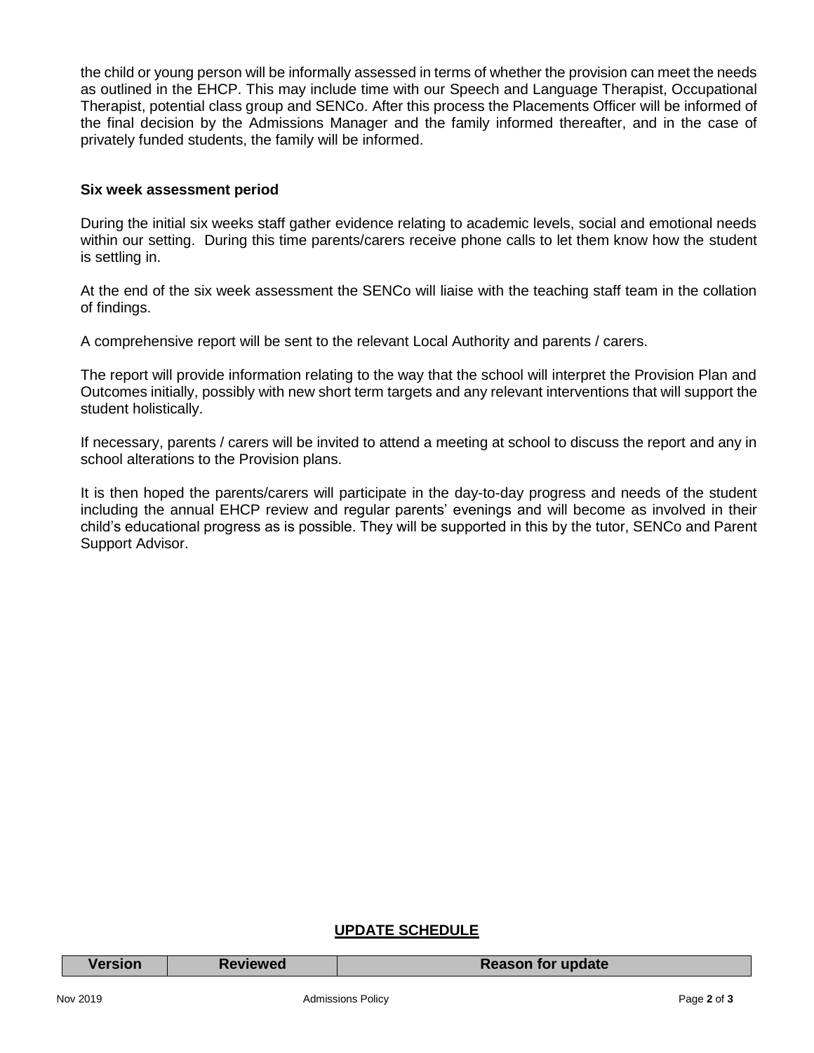the child or young person will be informally assessed in terms of whether the provision can meet the needs as outlined in the EHCP. This may include time with our Speech and Language Therapist, Occupational Therapist, potential class group and SENCo. After this process the Placements Officer will be informed of the final decision by the Admissions Manager and the family informed thereafter, and in the case of privately funded students, the family will be informed.

**Six week assessment period**

During the initial six weeks staff gather evidence relating to academic levels, social and emotional needs within our setting. During this time parents/carers receive phone calls to let them know how the student is settling in.

At the end of the six week assessment the SENCo will liaise with the teaching staff team in the collation of findings.

A comprehensive report will be sent to the relevant Local Authority and parents / carers.

The report will provide information relating to the way that the school will interpret the Provision Plan and Outcomes initially, possibly with new short term targets and any relevant interventions that will support the student holistically.

If necessary, parents / carers will be invited to attend a meeting at school to discuss the report and any in school alterations to the Provision plans.

It is then hoped the parents/carers will participate in the day-to-day progress and needs of the student including the annual EHCP review and regular parents' evenings and will become as involved in their child's educational progress as is possible. They will be supported in this by the tutor, SENCo and Parent Support Advisor.

**UPDATE SCHEDULE**

| Version | Reviewed | Reason for update |
| --- | --- | --- |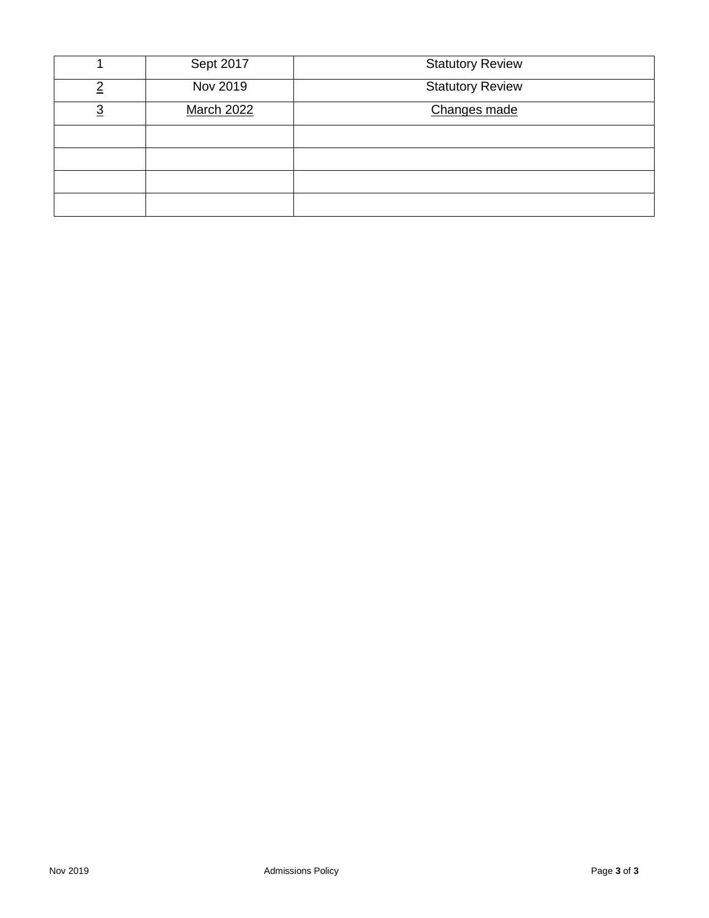| | | |
|---|---|---|
| 1 | Sept 2017 | Statutory Review |
| 2 | Nov 2019 | Statutory Review |
| 3 | March 2022 | Changes made |
| | | |
| | | |
| | | |
| | | |